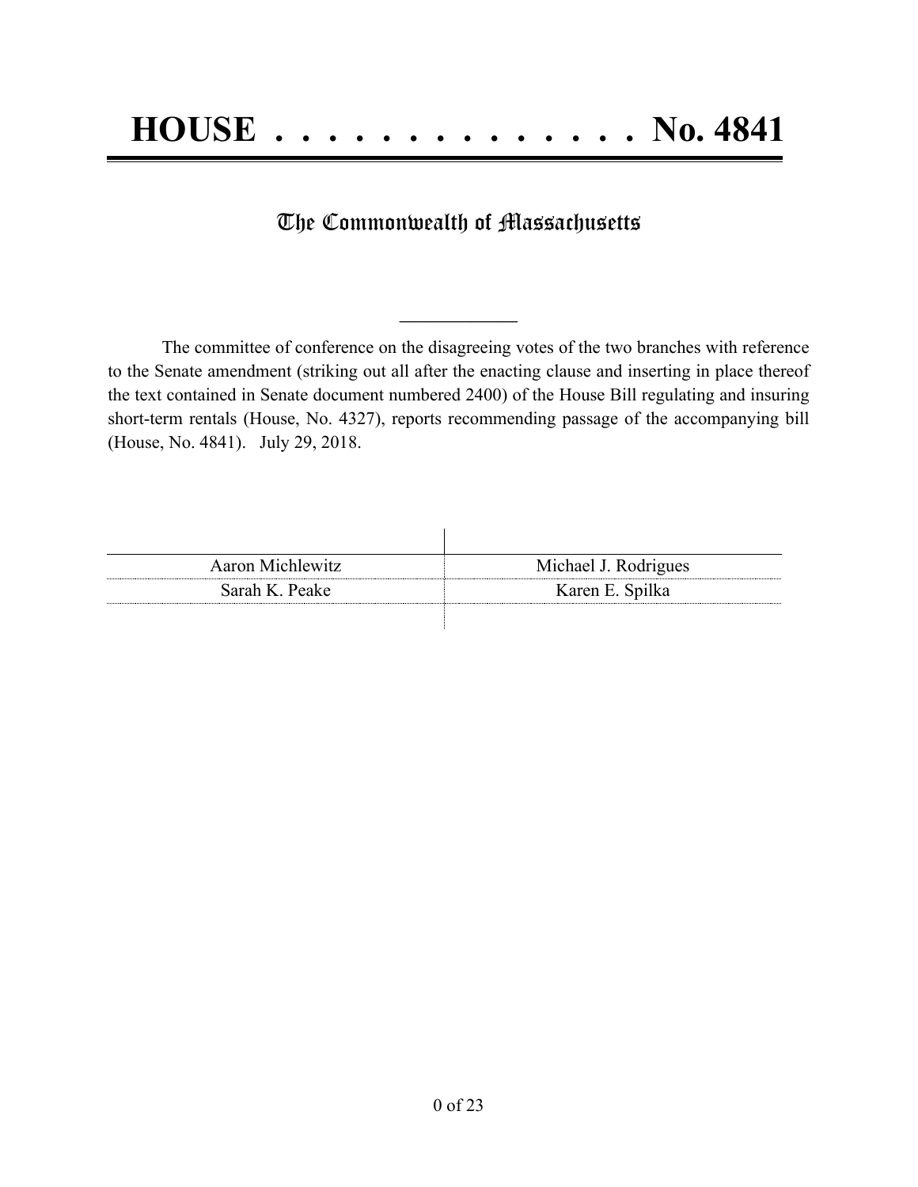# HOUSE . . . . . . . . . . . . . . . No. 4841

## The Commonwealth of Massachusetts

---

The committee of conference on the disagreeing votes of the two branches with reference to the Senate amendment (striking out all after the enacting clause and inserting in place thereof the text contained in Senate document numbered 2400) of the House Bill regulating and insuring short-term rentals (House, No. 4327), reports recommending passage of the accompanying bill (House, No. 4841). July 29, 2018.

| | |
|---|---|
| Aaron Michlewitz | Michael J. Rodrigues |
| Sarah K. Peake | Karen E. Spilka |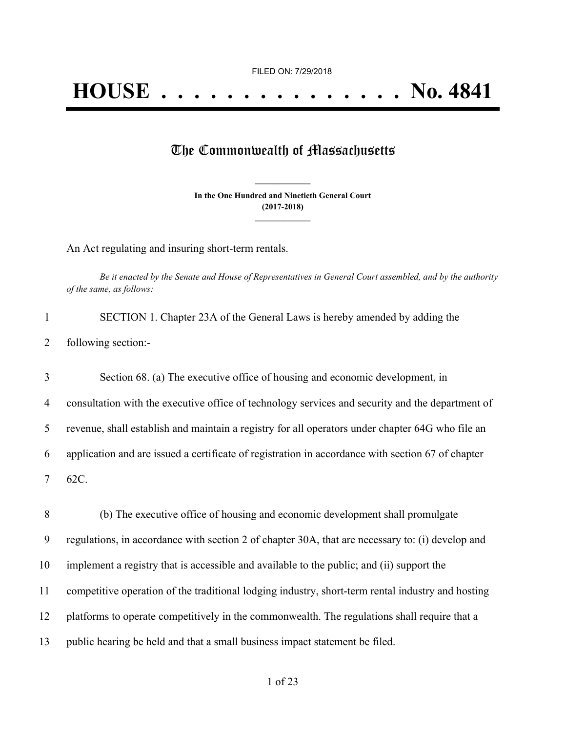FILED ON: 7/29/2018

# HOUSE . . . . . . . . . . . . . . . No. 4841

## The Commonwealth of Massachusetts

**In the One Hundred and Ninetieth General Court**
**(2017-2018)**

An Act regulating and insuring short-term rentals.

*Be it enacted by the Senate and House of Representatives in General Court assembled, and by the authority of the same, as follows:*

1 SECTION 1. Chapter 23A of the General Laws is hereby amended by adding the
2 following section:-

3 Section 68. (a) The executive office of housing and economic development, in
4 consultation with the executive office of technology services and security and the department of
5 revenue, shall establish and maintain a registry for all operators under chapter 64G who file an
6 application and are issued a certificate of registration in accordance with section 67 of chapter
7 62C.

8 (b) The executive office of housing and economic development shall promulgate
9 regulations, in accordance with section 2 of chapter 30A, that are necessary to: (i) develop and
10 implement a registry that is accessible and available to the public; and (ii) support the
11 competitive operation of the traditional lodging industry, short-term rental industry and hosting
12 platforms to operate competitively in the commonwealth. The regulations shall require that a
13 public hearing be held and that a small business impact statement be filed.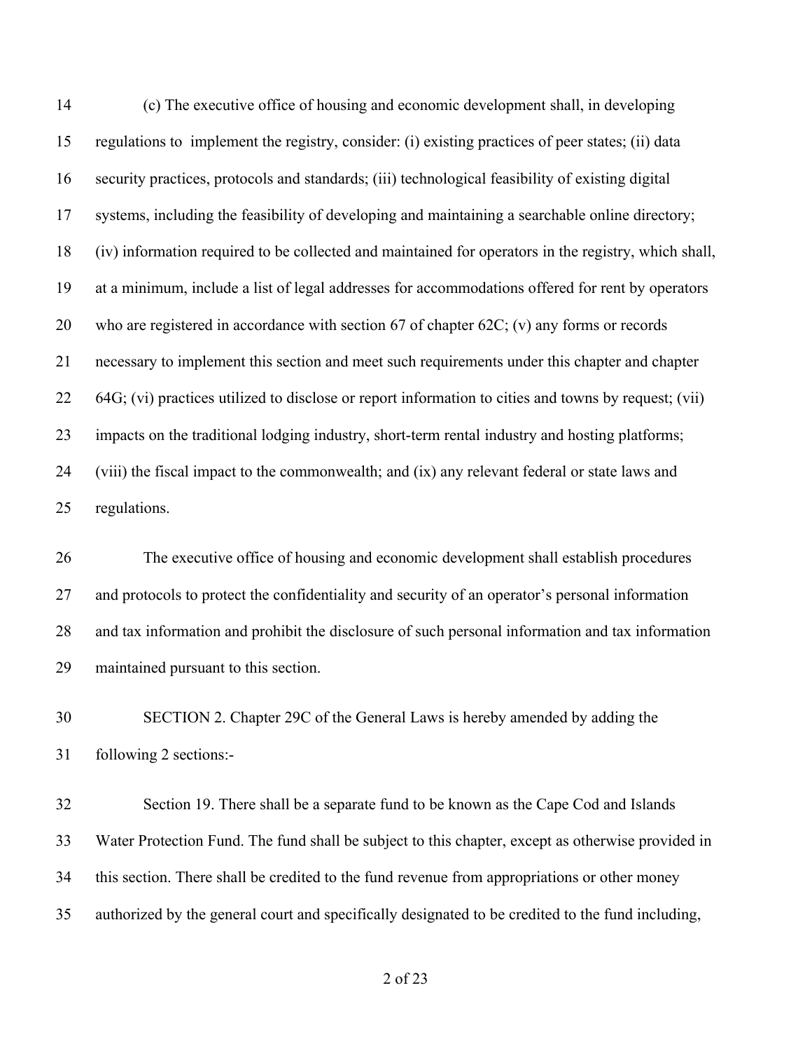(c) The executive office of housing and economic development shall, in developing regulations to implement the registry, consider: (i) existing practices of peer states; (ii) data security practices, protocols and standards; (iii) technological feasibility of existing digital systems, including the feasibility of developing and maintaining a searchable online directory; (iv) information required to be collected and maintained for operators in the registry, which shall, at a minimum, include a list of legal addresses for accommodations offered for rent by operators who are registered in accordance with section 67 of chapter 62C; (v) any forms or records necessary to implement this section and meet such requirements under this chapter and chapter 64G; (vi) practices utilized to disclose or report information to cities and towns by request; (vii) impacts on the traditional lodging industry, short-term rental industry and hosting platforms; (viii) the fiscal impact to the commonwealth; and (ix) any relevant federal or state laws and regulations.

The executive office of housing and economic development shall establish procedures and protocols to protect the confidentiality and security of an operator's personal information and tax information and prohibit the disclosure of such personal information and tax information maintained pursuant to this section.

SECTION 2. Chapter 29C of the General Laws is hereby amended by adding the following 2 sections:-

Section 19. There shall be a separate fund to be known as the Cape Cod and Islands Water Protection Fund. The fund shall be subject to this chapter, except as otherwise provided in this section. There shall be credited to the fund revenue from appropriations or other money authorized by the general court and specifically designated to be credited to the fund including,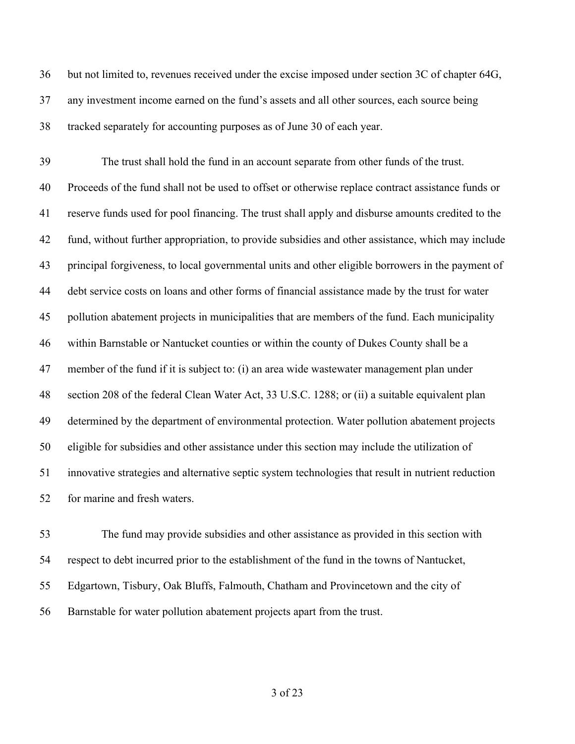but not limited to, revenues received under the excise imposed under section 3C of chapter 64G, any investment income earned on the fund's assets and all other sources, each source being tracked separately for accounting purposes as of June 30 of each year.

The trust shall hold the fund in an account separate from other funds of the trust. Proceeds of the fund shall not be used to offset or otherwise replace contract assistance funds or reserve funds used for pool financing. The trust shall apply and disburse amounts credited to the fund, without further appropriation, to provide subsidies and other assistance, which may include principal forgiveness, to local governmental units and other eligible borrowers in the payment of debt service costs on loans and other forms of financial assistance made by the trust for water pollution abatement projects in municipalities that are members of the fund. Each municipality within Barnstable or Nantucket counties or within the county of Dukes County shall be a member of the fund if it is subject to: (i) an area wide wastewater management plan under section 208 of the federal Clean Water Act, 33 U.S.C. 1288; or (ii) a suitable equivalent plan determined by the department of environmental protection. Water pollution abatement projects eligible for subsidies and other assistance under this section may include the utilization of innovative strategies and alternative septic system technologies that result in nutrient reduction for marine and fresh waters.

The fund may provide subsidies and other assistance as provided in this section with respect to debt incurred prior to the establishment of the fund in the towns of Nantucket, Edgartown, Tisbury, Oak Bluffs, Falmouth, Chatham and Provincetown and the city of Barnstable for water pollution abatement projects apart from the trust.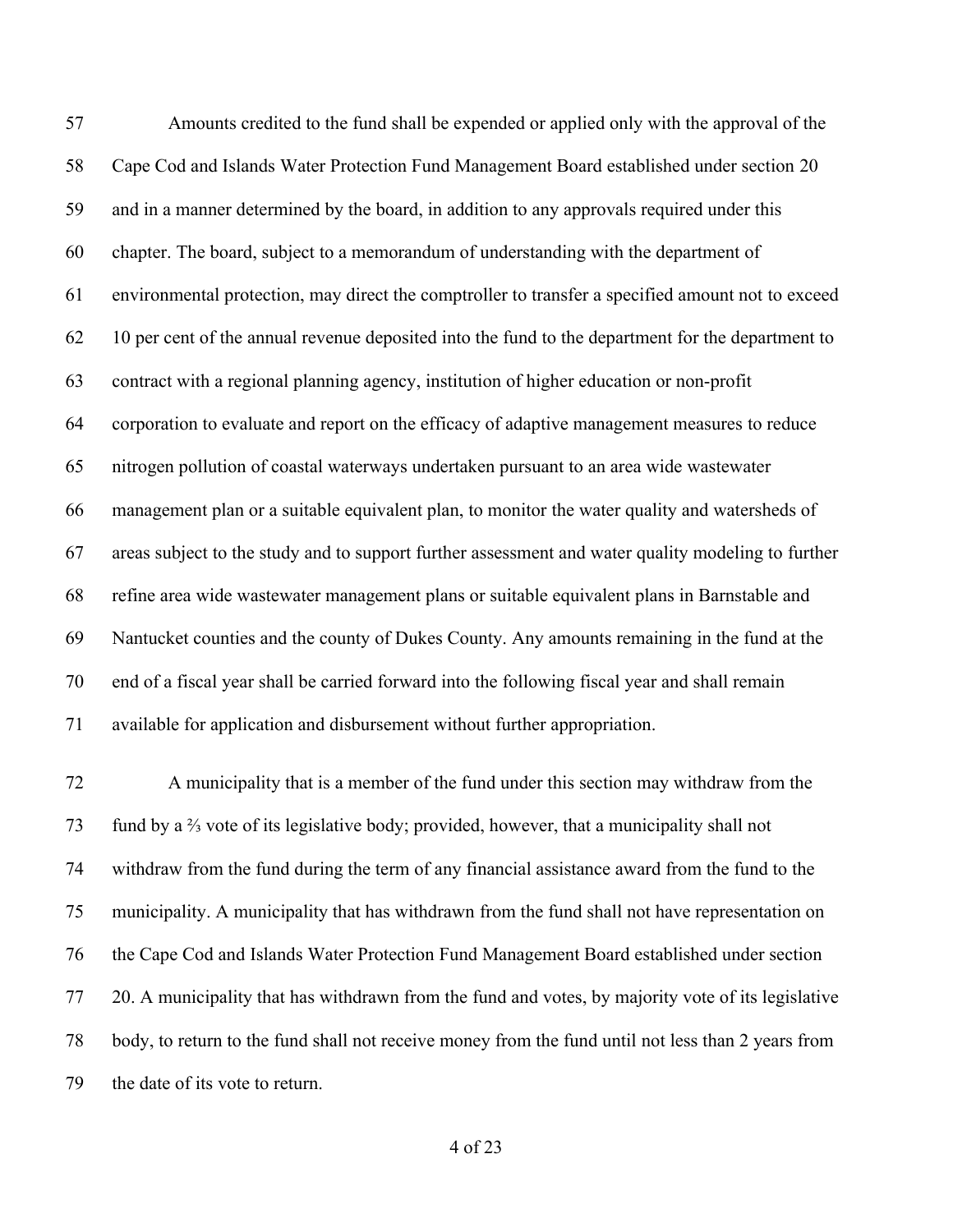Amounts credited to the fund shall be expended or applied only with the approval of the Cape Cod and Islands Water Protection Fund Management Board established under section 20 and in a manner determined by the board, in addition to any approvals required under this chapter. The board, subject to a memorandum of understanding with the department of environmental protection, may direct the comptroller to transfer a specified amount not to exceed 10 per cent of the annual revenue deposited into the fund to the department for the department to contract with a regional planning agency, institution of higher education or non-profit corporation to evaluate and report on the efficacy of adaptive management measures to reduce nitrogen pollution of coastal waterways undertaken pursuant to an area wide wastewater management plan or a suitable equivalent plan, to monitor the water quality and watersheds of areas subject to the study and to support further assessment and water quality modeling to further refine area wide wastewater management plans or suitable equivalent plans in Barnstable and Nantucket counties and the county of Dukes County. Any amounts remaining in the fund at the end of a fiscal year shall be carried forward into the following fiscal year and shall remain available for application and disbursement without further appropriation.

A municipality that is a member of the fund under this section may withdraw from the fund by a ⅔ vote of its legislative body; provided, however, that a municipality shall not withdraw from the fund during the term of any financial assistance award from the fund to the municipality. A municipality that has withdrawn from the fund shall not have representation on the Cape Cod and Islands Water Protection Fund Management Board established under section 20. A municipality that has withdrawn from the fund and votes, by majority vote of its legislative body, to return to the fund shall not receive money from the fund until not less than 2 years from the date of its vote to return.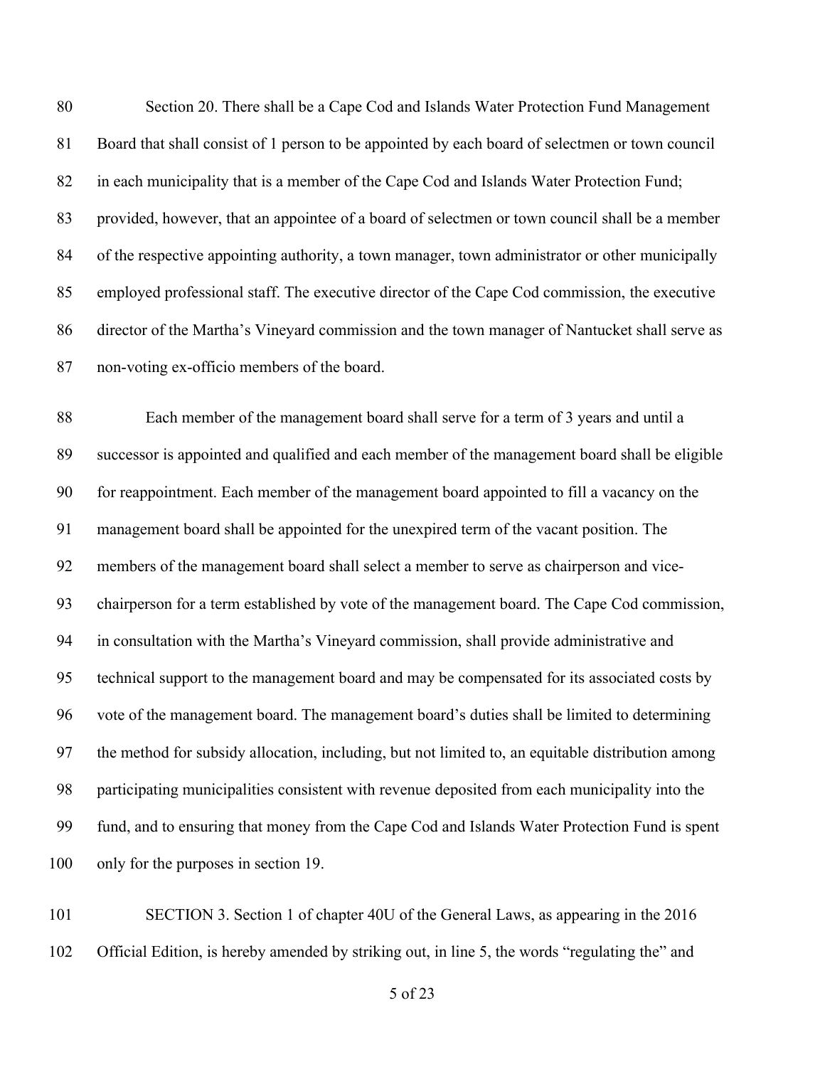Section 20. There shall be a Cape Cod and Islands Water Protection Fund Management Board that shall consist of 1 person to be appointed by each board of selectmen or town council in each municipality that is a member of the Cape Cod and Islands Water Protection Fund; provided, however, that an appointee of a board of selectmen or town council shall be a member of the respective appointing authority, a town manager, town administrator or other municipally employed professional staff. The executive director of the Cape Cod commission, the executive director of the Martha's Vineyard commission and the town manager of Nantucket shall serve as non-voting ex-officio members of the board.

Each member of the management board shall serve for a term of 3 years and until a successor is appointed and qualified and each member of the management board shall be eligible for reappointment. Each member of the management board appointed to fill a vacancy on the management board shall be appointed for the unexpired term of the vacant position. The members of the management board shall select a member to serve as chairperson and vice-chairperson for a term established by vote of the management board. The Cape Cod commission, in consultation with the Martha's Vineyard commission, shall provide administrative and technical support to the management board and may be compensated for its associated costs by vote of the management board. The management board's duties shall be limited to determining the method for subsidy allocation, including, but not limited to, an equitable distribution among participating municipalities consistent with revenue deposited from each municipality into the fund, and to ensuring that money from the Cape Cod and Islands Water Protection Fund is spent only for the purposes in section 19.

SECTION 3. Section 1 of chapter 40U of the General Laws, as appearing in the 2016 Official Edition, is hereby amended by striking out, in line 5, the words "regulating the" and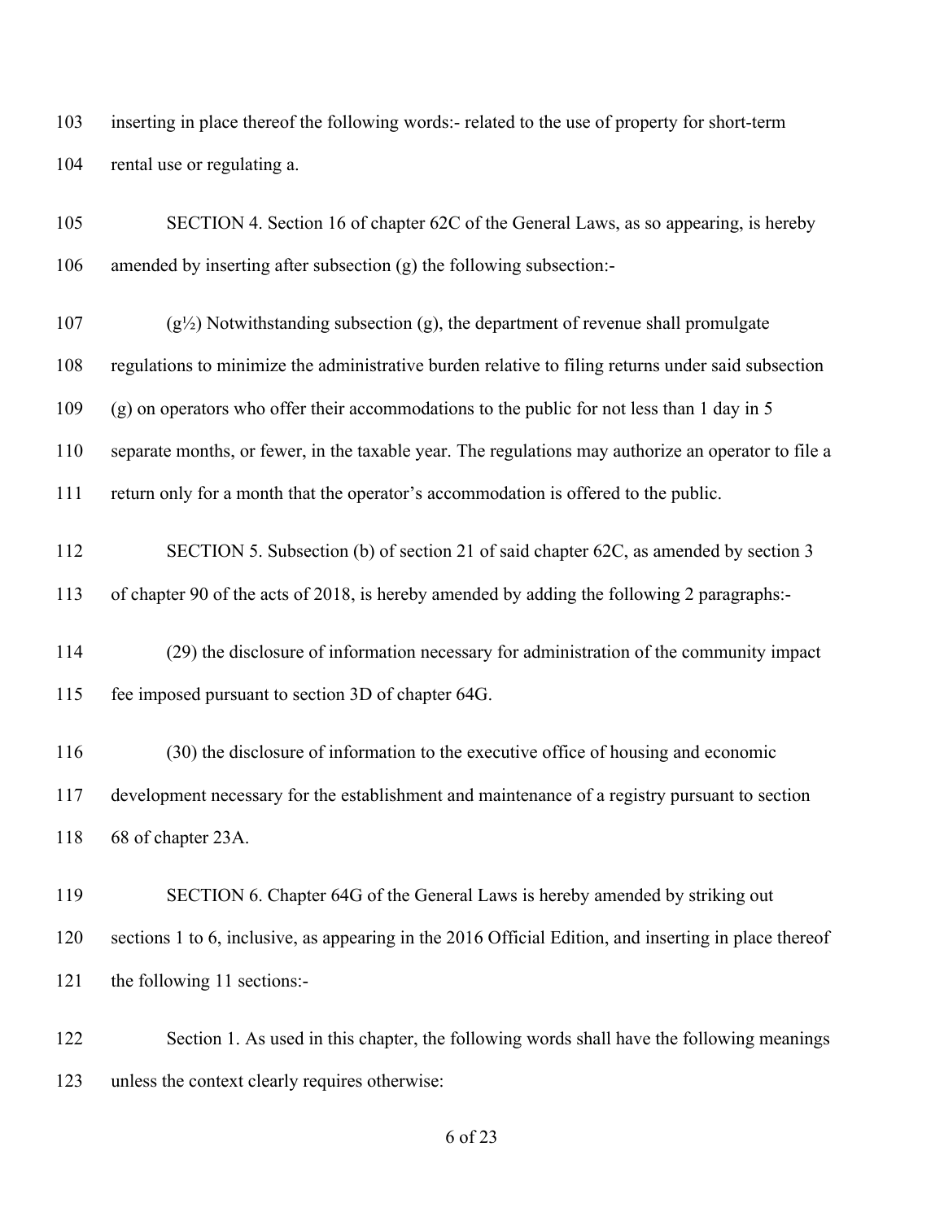inserting in place thereof the following words:- related to the use of property for short-term rental use or regulating a.

SECTION 4. Section 16 of chapter 62C of the General Laws, as so appearing, is hereby amended by inserting after subsection (g) the following subsection:-

(g½) Notwithstanding subsection (g), the department of revenue shall promulgate regulations to minimize the administrative burden relative to filing returns under said subsection (g) on operators who offer their accommodations to the public for not less than 1 day in 5 separate months, or fewer, in the taxable year. The regulations may authorize an operator to file a return only for a month that the operator's accommodation is offered to the public.

SECTION 5. Subsection (b) of section 21 of said chapter 62C, as amended by section 3 of chapter 90 of the acts of 2018, is hereby amended by adding the following 2 paragraphs:-

(29) the disclosure of information necessary for administration of the community impact fee imposed pursuant to section 3D of chapter 64G.

(30) the disclosure of information to the executive office of housing and economic development necessary for the establishment and maintenance of a registry pursuant to section 68 of chapter 23A.

SECTION 6. Chapter 64G of the General Laws is hereby amended by striking out sections 1 to 6, inclusive, as appearing in the 2016 Official Edition, and inserting in place thereof the following 11 sections:-

Section 1. As used in this chapter, the following words shall have the following meanings unless the context clearly requires otherwise: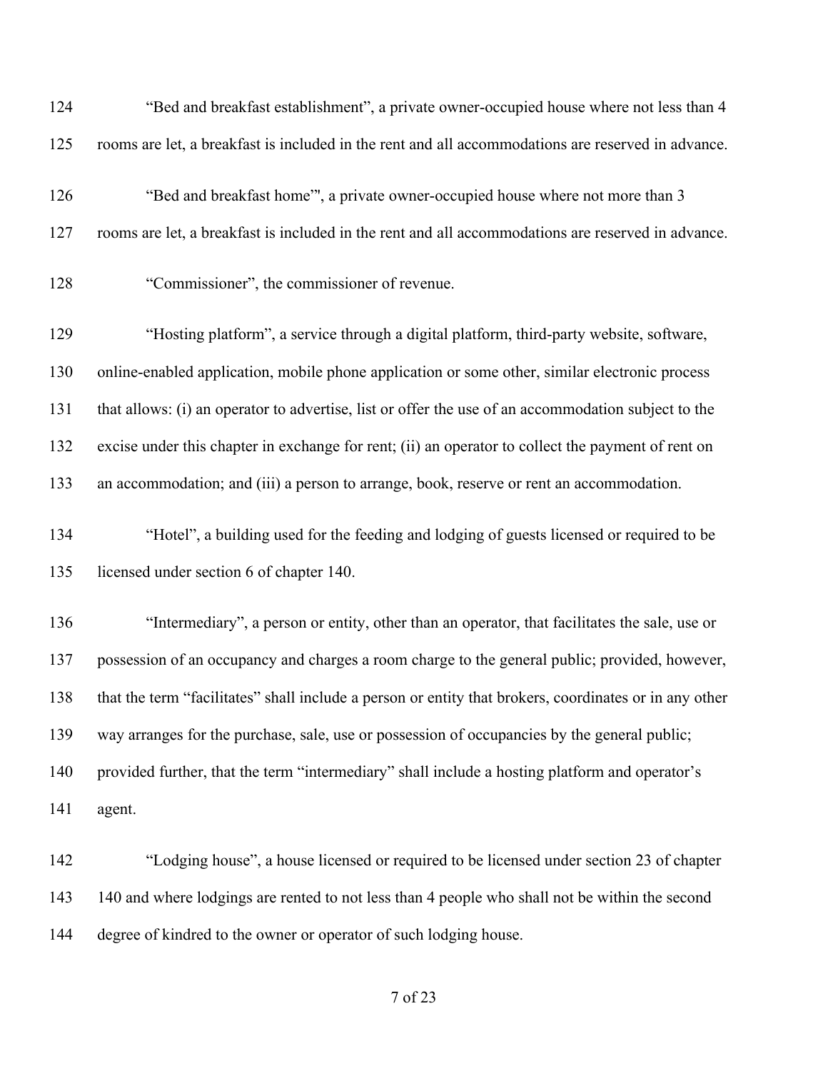124 “Bed and breakfast establishment”, a private owner-occupied house where not less than 4

125 rooms are let, a breakfast is included in the rent and all accommodations are reserved in advance.

126 “Bed and breakfast home”', a private owner-occupied house where not more than 3

127 rooms are let, a breakfast is included in the rent and all accommodations are reserved in advance.

128 “Commissioner”, the commissioner of revenue.

129 “Hosting platform”, a service through a digital platform, third-party website, software,

130 online-enabled application, mobile phone application or some other, similar electronic process

131 that allows: (i) an operator to advertise, list or offer the use of an accommodation subject to the

132 excise under this chapter in exchange for rent; (ii) an operator to collect the payment of rent on

133 an accommodation; and (iii) a person to arrange, book, reserve or rent an accommodation.

134 “Hotel”, a building used for the feeding and lodging of guests licensed or required to be

135 licensed under section 6 of chapter 140.

136 “Intermediary”, a person or entity, other than an operator, that facilitates the sale, use or

137 possession of an occupancy and charges a room charge to the general public; provided, however,

138 that the term “facilitates” shall include a person or entity that brokers, coordinates or in any other

139 way arranges for the purchase, sale, use or possession of occupancies by the general public;

140 provided further, that the term “intermediary” shall include a hosting platform and operator’s

141 agent.

142 “Lodging house”, a house licensed or required to be licensed under section 23 of chapter

143 140 and where lodgings are rented to not less than 4 people who shall not be within the second

144 degree of kindred to the owner or operator of such lodging house.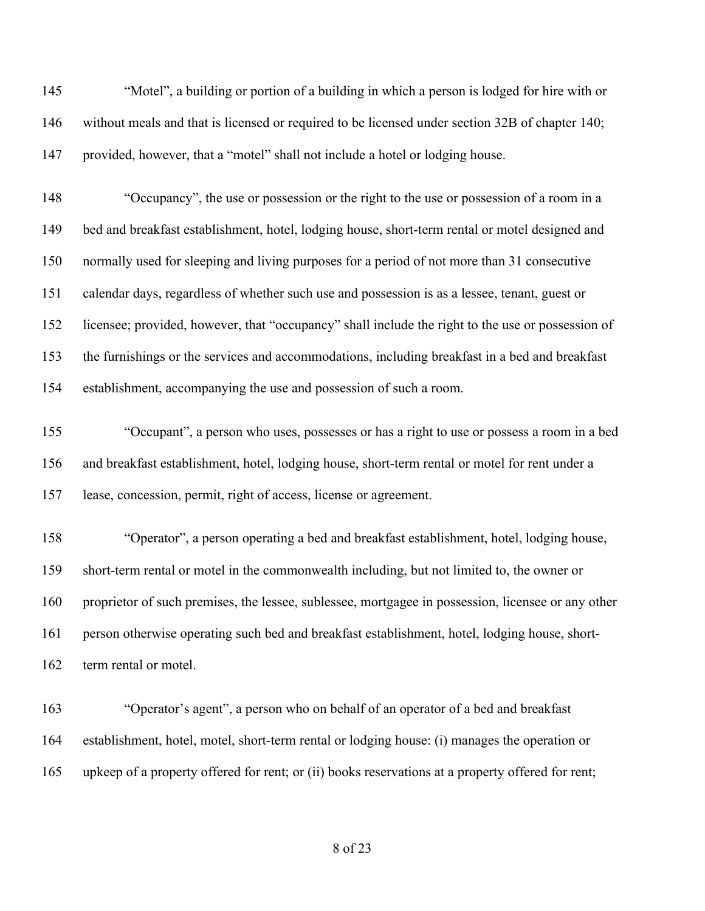"Motel", a building or portion of a building in which a person is lodged for hire with or without meals and that is licensed or required to be licensed under section 32B of chapter 140; provided, however, that a "motel" shall not include a hotel or lodging house.

"Occupancy", the use or possession or the right to the use or possession of a room in a bed and breakfast establishment, hotel, lodging house, short-term rental or motel designed and normally used for sleeping and living purposes for a period of not more than 31 consecutive calendar days, regardless of whether such use and possession is as a lessee, tenant, guest or licensee; provided, however, that "occupancy" shall include the right to the use or possession of the furnishings or the services and accommodations, including breakfast in a bed and breakfast establishment, accompanying the use and possession of such a room.

"Occupant", a person who uses, possesses or has a right to use or possess a room in a bed and breakfast establishment, hotel, lodging house, short-term rental or motel for rent under a lease, concession, permit, right of access, license or agreement.

"Operator", a person operating a bed and breakfast establishment, hotel, lodging house, short-term rental or motel in the commonwealth including, but not limited to, the owner or proprietor of such premises, the lessee, sublessee, mortgagee in possession, licensee or any other person otherwise operating such bed and breakfast establishment, hotel, lodging house, short-term rental or motel.

"Operator's agent", a person who on behalf of an operator of a bed and breakfast establishment, hotel, motel, short-term rental or lodging house: (i) manages the operation or upkeep of a property offered for rent; or (ii) books reservations at a property offered for rent;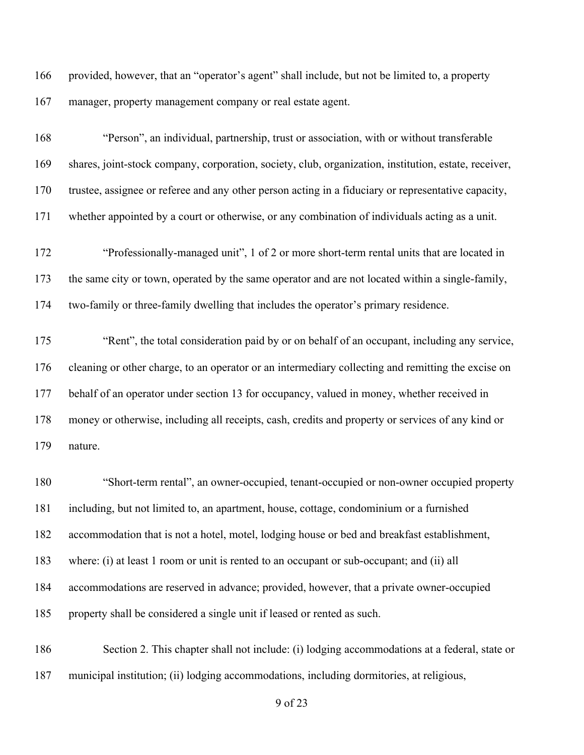provided, however, that an "operator's agent" shall include, but not be limited to, a property manager, property management company or real estate agent.

"Person", an individual, partnership, trust or association, with or without transferable shares, joint-stock company, corporation, society, club, organization, institution, estate, receiver, trustee, assignee or referee and any other person acting in a fiduciary or representative capacity, whether appointed by a court or otherwise, or any combination of individuals acting as a unit.

"Professionally-managed unit", 1 of 2 or more short-term rental units that are located in the same city or town, operated by the same operator and are not located within a single-family, two-family or three-family dwelling that includes the operator's primary residence.

"Rent", the total consideration paid by or on behalf of an occupant, including any service, cleaning or other charge, to an operator or an intermediary collecting and remitting the excise on behalf of an operator under section 13 for occupancy, valued in money, whether received in money or otherwise, including all receipts, cash, credits and property or services of any kind or nature.

"Short-term rental", an owner-occupied, tenant-occupied or non-owner occupied property including, but not limited to, an apartment, house, cottage, condominium or a furnished accommodation that is not a hotel, motel, lodging house or bed and breakfast establishment, where: (i) at least 1 room or unit is rented to an occupant or sub-occupant; and (ii) all accommodations are reserved in advance; provided, however, that a private owner-occupied property shall be considered a single unit if leased or rented as such.

Section 2. This chapter shall not include: (i) lodging accommodations at a federal, state or municipal institution; (ii) lodging accommodations, including dormitories, at religious,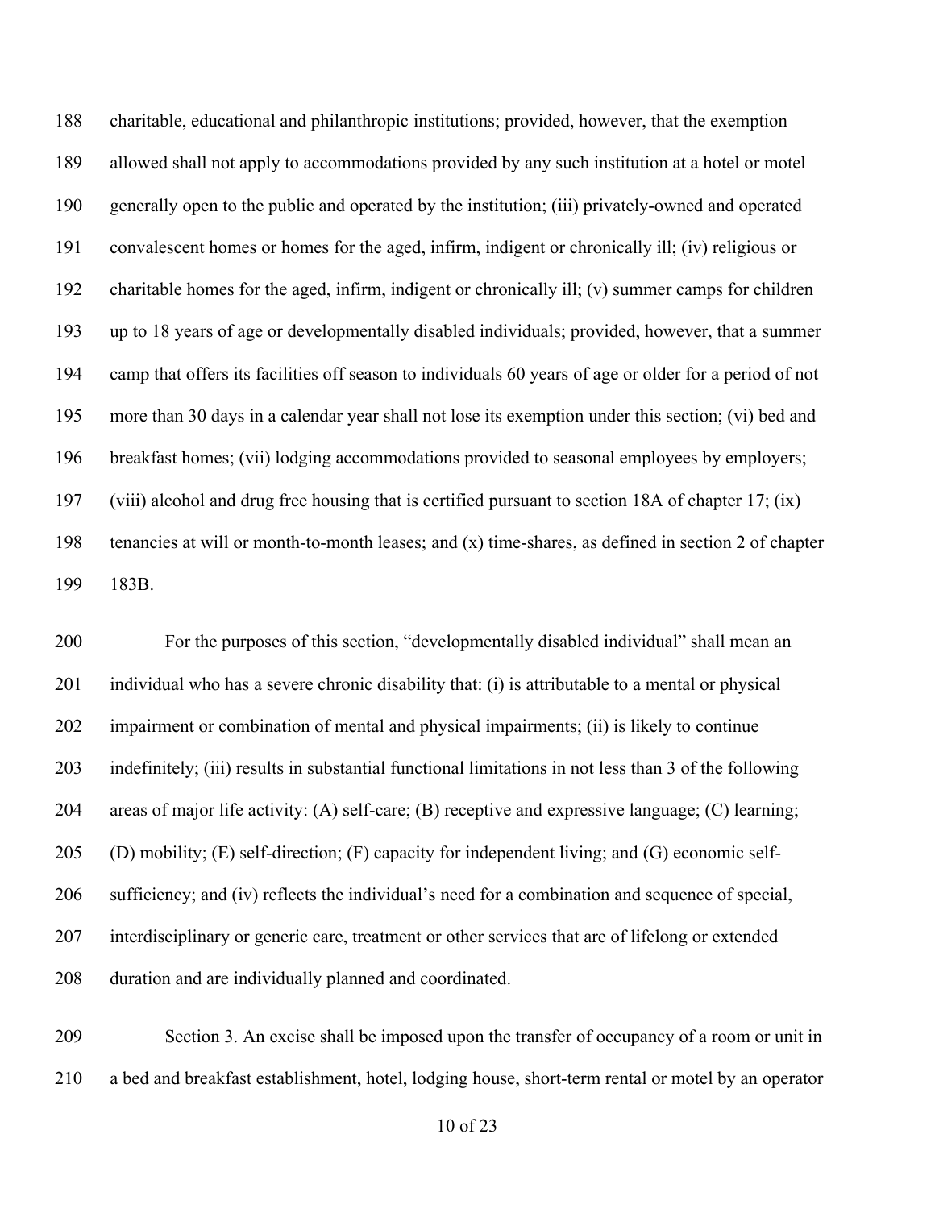188 charitable, educational and philanthropic institutions; provided, however, that the exemption
189 allowed shall not apply to accommodations provided by any such institution at a hotel or motel
190 generally open to the public and operated by the institution; (iii) privately-owned and operated
191 convalescent homes or homes for the aged, infirm, indigent or chronically ill; (iv) religious or
192 charitable homes for the aged, infirm, indigent or chronically ill; (v) summer camps for children
193 up to 18 years of age or developmentally disabled individuals; provided, however, that a summer
194 camp that offers its facilities off season to individuals 60 years of age or older for a period of not
195 more than 30 days in a calendar year shall not lose its exemption under this section; (vi) bed and
196 breakfast homes; (vii) lodging accommodations provided to seasonal employees by employers;
197 (viii) alcohol and drug free housing that is certified pursuant to section 18A of chapter 17; (ix)
198 tenancies at will or month-to-month leases; and (x) time-shares, as defined in section 2 of chapter
199 183B.

200 For the purposes of this section, "developmentally disabled individual" shall mean an
201 individual who has a severe chronic disability that: (i) is attributable to a mental or physical
202 impairment or combination of mental and physical impairments; (ii) is likely to continue
203 indefinitely; (iii) results in substantial functional limitations in not less than 3 of the following
204 areas of major life activity: (A) self-care; (B) receptive and expressive language; (C) learning;
205 (D) mobility; (E) self-direction; (F) capacity for independent living; and (G) economic self-
206 sufficiency; and (iv) reflects the individual's need for a combination and sequence of special,
207 interdisciplinary or generic care, treatment or other services that are of lifelong or extended
208 duration and are individually planned and coordinated.

209 Section 3. An excise shall be imposed upon the transfer of occupancy of a room or unit in
210 a bed and breakfast establishment, hotel, lodging house, short-term rental or motel by an operator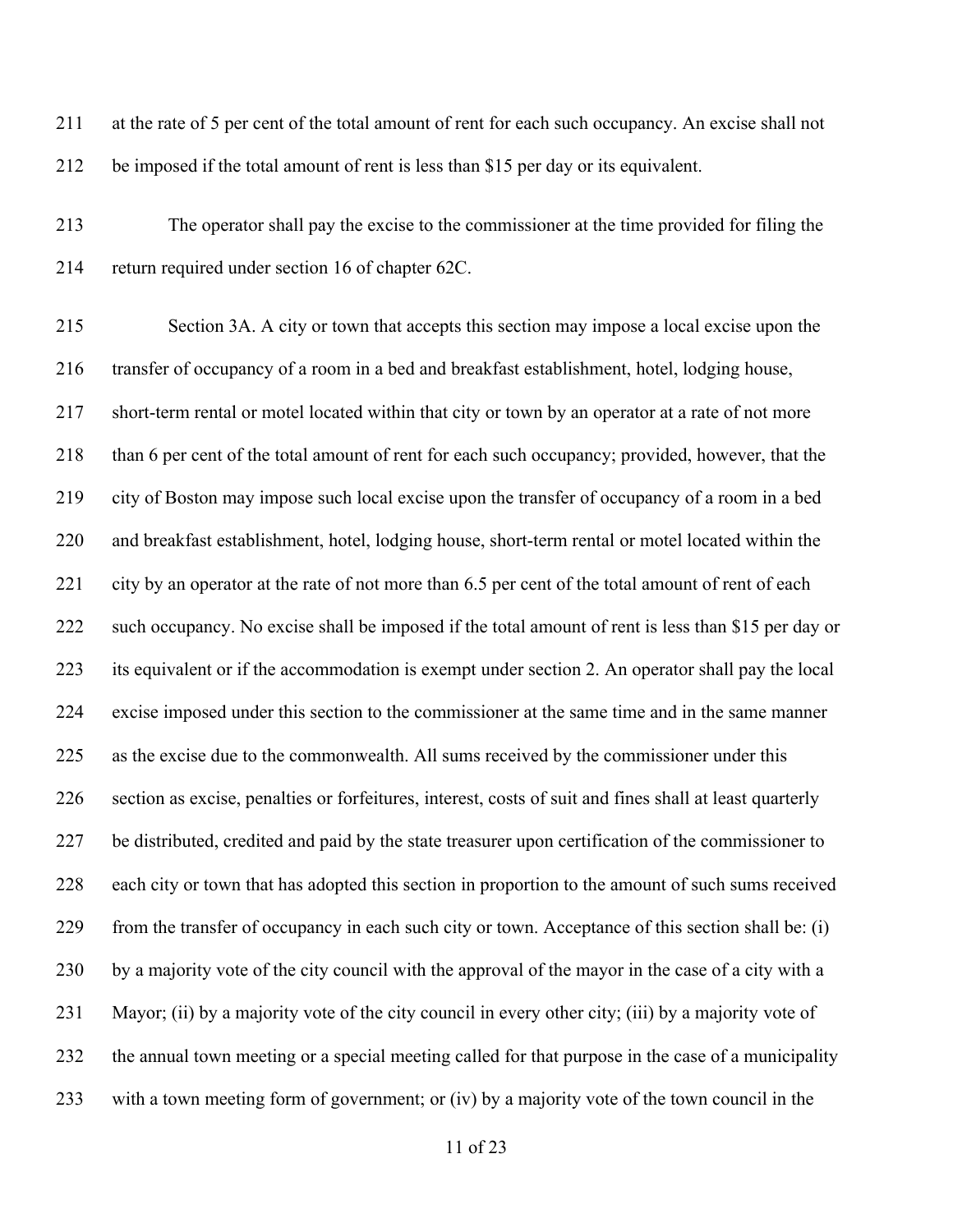at the rate of 5 per cent of the total amount of rent for each such occupancy. An excise shall not be imposed if the total amount of rent is less than $15 per day or its equivalent.

The operator shall pay the excise to the commissioner at the time provided for filing the return required under section 16 of chapter 62C.

Section 3A. A city or town that accepts this section may impose a local excise upon the transfer of occupancy of a room in a bed and breakfast establishment, hotel, lodging house, short-term rental or motel located within that city or town by an operator at a rate of not more than 6 per cent of the total amount of rent for each such occupancy; provided, however, that the city of Boston may impose such local excise upon the transfer of occupancy of a room in a bed and breakfast establishment, hotel, lodging house, short-term rental or motel located within the city by an operator at the rate of not more than 6.5 per cent of the total amount of rent of each such occupancy. No excise shall be imposed if the total amount of rent is less than $15 per day or its equivalent or if the accommodation is exempt under section 2. An operator shall pay the local excise imposed under this section to the commissioner at the same time and in the same manner as the excise due to the commonwealth. All sums received by the commissioner under this section as excise, penalties or forfeitures, interest, costs of suit and fines shall at least quarterly be distributed, credited and paid by the state treasurer upon certification of the commissioner to each city or town that has adopted this section in proportion to the amount of such sums received from the transfer of occupancy in each such city or town. Acceptance of this section shall be: (i) by a majority vote of the city council with the approval of the mayor in the case of a city with a Mayor; (ii) by a majority vote of the city council in every other city; (iii) by a majority vote of the annual town meeting or a special meeting called for that purpose in the case of a municipality with a town meeting form of government; or (iv) by a majority vote of the town council in the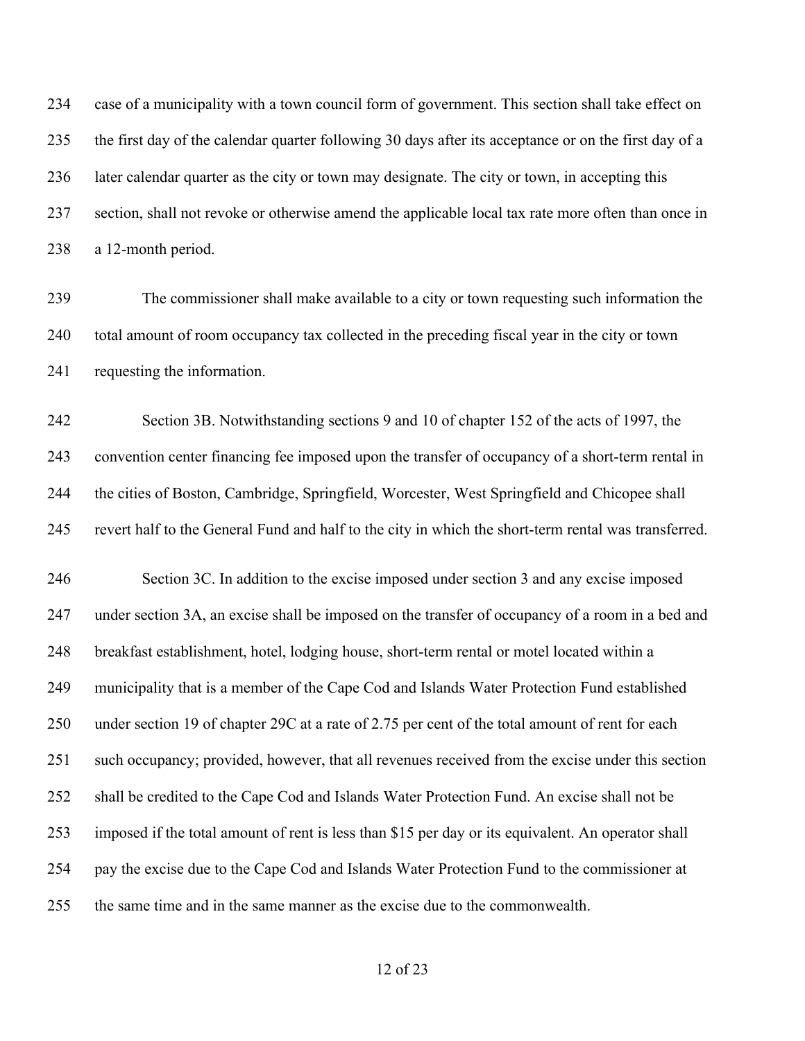case of a municipality with a town council form of government. This section shall take effect on the first day of the calendar quarter following 30 days after its acceptance or on the first day of a later calendar quarter as the city or town may designate. The city or town, in accepting this section, shall not revoke or otherwise amend the applicable local tax rate more often than once in a 12-month period.

The commissioner shall make available to a city or town requesting such information the total amount of room occupancy tax collected in the preceding fiscal year in the city or town requesting the information.

Section 3B. Notwithstanding sections 9 and 10 of chapter 152 of the acts of 1997, the convention center financing fee imposed upon the transfer of occupancy of a short-term rental in the cities of Boston, Cambridge, Springfield, Worcester, West Springfield and Chicopee shall revert half to the General Fund and half to the city in which the short-term rental was transferred.

Section 3C. In addition to the excise imposed under section 3 and any excise imposed under section 3A, an excise shall be imposed on the transfer of occupancy of a room in a bed and breakfast establishment, hotel, lodging house, short-term rental or motel located within a municipality that is a member of the Cape Cod and Islands Water Protection Fund established under section 19 of chapter 29C at a rate of 2.75 per cent of the total amount of rent for each such occupancy; provided, however, that all revenues received from the excise under this section shall be credited to the Cape Cod and Islands Water Protection Fund. An excise shall not be imposed if the total amount of rent is less than $15 per day or its equivalent. An operator shall pay the excise due to the Cape Cod and Islands Water Protection Fund to the commissioner at the same time and in the same manner as the excise due to the commonwealth.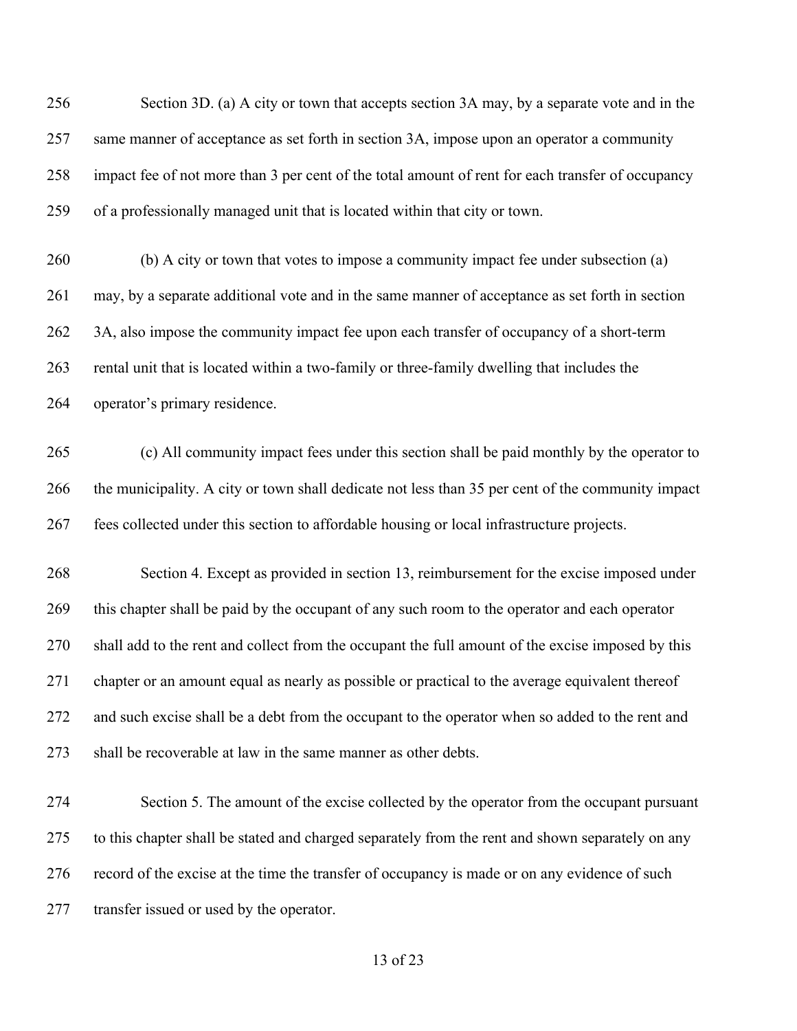Section 3D. (a) A city or town that accepts section 3A may, by a separate vote and in the same manner of acceptance as set forth in section 3A, impose upon an operator a community impact fee of not more than 3 per cent of the total amount of rent for each transfer of occupancy of a professionally managed unit that is located within that city or town.

(b) A city or town that votes to impose a community impact fee under subsection (a) may, by a separate additional vote and in the same manner of acceptance as set forth in section 3A, also impose the community impact fee upon each transfer of occupancy of a short-term rental unit that is located within a two-family or three-family dwelling that includes the operator's primary residence.

(c) All community impact fees under this section shall be paid monthly by the operator to the municipality. A city or town shall dedicate not less than 35 per cent of the community impact fees collected under this section to affordable housing or local infrastructure projects.

Section 4. Except as provided in section 13, reimbursement for the excise imposed under this chapter shall be paid by the occupant of any such room to the operator and each operator shall add to the rent and collect from the occupant the full amount of the excise imposed by this chapter or an amount equal as nearly as possible or practical to the average equivalent thereof and such excise shall be a debt from the occupant to the operator when so added to the rent and shall be recoverable at law in the same manner as other debts.

Section 5. The amount of the excise collected by the operator from the occupant pursuant to this chapter shall be stated and charged separately from the rent and shown separately on any record of the excise at the time the transfer of occupancy is made or on any evidence of such transfer issued or used by the operator.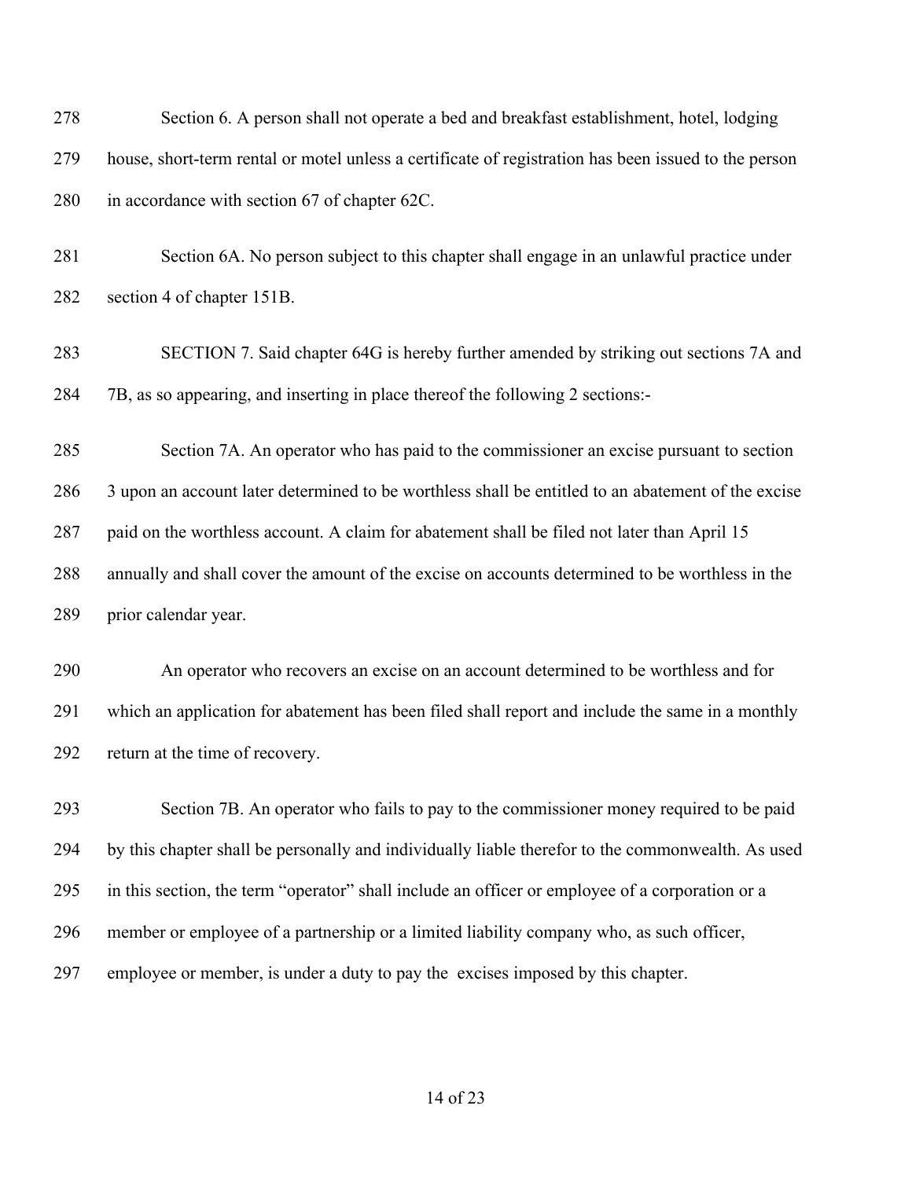Section 6. A person shall not operate a bed and breakfast establishment, hotel, lodging house, short-term rental or motel unless a certificate of registration has been issued to the person in accordance with section 67 of chapter 62C.

Section 6A. No person subject to this chapter shall engage in an unlawful practice under section 4 of chapter 151B.

SECTION 7. Said chapter 64G is hereby further amended by striking out sections 7A and 7B, as so appearing, and inserting in place thereof the following 2 sections:-

Section 7A. An operator who has paid to the commissioner an excise pursuant to section 3 upon an account later determined to be worthless shall be entitled to an abatement of the excise paid on the worthless account. A claim for abatement shall be filed not later than April 15 annually and shall cover the amount of the excise on accounts determined to be worthless in the prior calendar year.

An operator who recovers an excise on an account determined to be worthless and for which an application for abatement has been filed shall report and include the same in a monthly return at the time of recovery.

Section 7B. An operator who fails to pay to the commissioner money required to be paid by this chapter shall be personally and individually liable therefor to the commonwealth. As used in this section, the term "operator" shall include an officer or employee of a corporation or a member or employee of a partnership or a limited liability company who, as such officer, employee or member, is under a duty to pay the excises imposed by this chapter.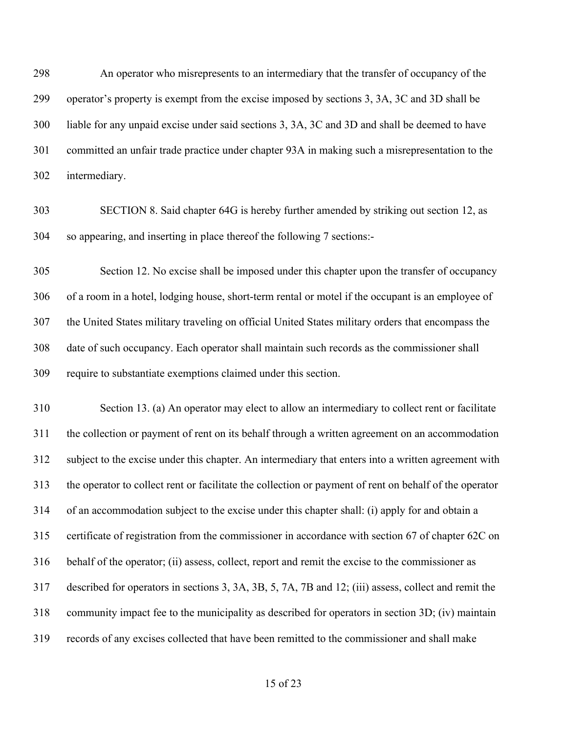An operator who misrepresents to an intermediary that the transfer of occupancy of the operator's property is exempt from the excise imposed by sections 3, 3A, 3C and 3D shall be liable for any unpaid excise under said sections 3, 3A, 3C and 3D and shall be deemed to have committed an unfair trade practice under chapter 93A in making such a misrepresentation to the intermediary.

SECTION 8. Said chapter 64G is hereby further amended by striking out section 12, as so appearing, and inserting in place thereof the following 7 sections:-

Section 12. No excise shall be imposed under this chapter upon the transfer of occupancy of a room in a hotel, lodging house, short-term rental or motel if the occupant is an employee of the United States military traveling on official United States military orders that encompass the date of such occupancy. Each operator shall maintain such records as the commissioner shall require to substantiate exemptions claimed under this section.

Section 13. (a) An operator may elect to allow an intermediary to collect rent or facilitate the collection or payment of rent on its behalf through a written agreement on an accommodation subject to the excise under this chapter. An intermediary that enters into a written agreement with the operator to collect rent or facilitate the collection or payment of rent on behalf of the operator of an accommodation subject to the excise under this chapter shall: (i) apply for and obtain a certificate of registration from the commissioner in accordance with section 67 of chapter 62C on behalf of the operator; (ii) assess, collect, report and remit the excise to the commissioner as described for operators in sections 3, 3A, 3B, 5, 7A, 7B and 12; (iii) assess, collect and remit the community impact fee to the municipality as described for operators in section 3D; (iv) maintain records of any excises collected that have been remitted to the commissioner and shall make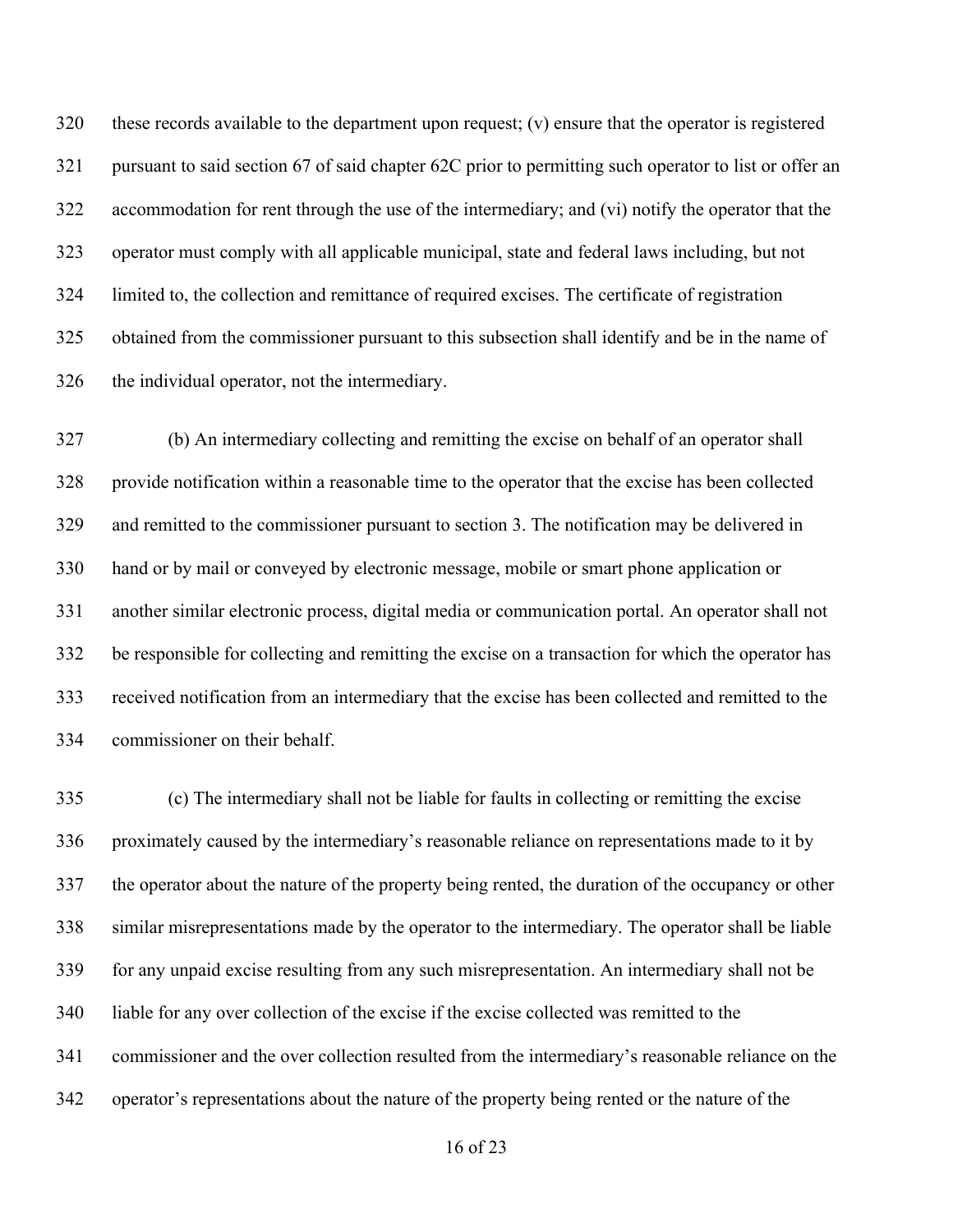these records available to the department upon request; (v) ensure that the operator is registered pursuant to said section 67 of said chapter 62C prior to permitting such operator to list or offer an accommodation for rent through the use of the intermediary; and (vi) notify the operator that the operator must comply with all applicable municipal, state and federal laws including, but not limited to, the collection and remittance of required excises. The certificate of registration obtained from the commissioner pursuant to this subsection shall identify and be in the name of the individual operator, not the intermediary.

(b) An intermediary collecting and remitting the excise on behalf of an operator shall provide notification within a reasonable time to the operator that the excise has been collected and remitted to the commissioner pursuant to section 3. The notification may be delivered in hand or by mail or conveyed by electronic message, mobile or smart phone application or another similar electronic process, digital media or communication portal. An operator shall not be responsible for collecting and remitting the excise on a transaction for which the operator has received notification from an intermediary that the excise has been collected and remitted to the commissioner on their behalf.

(c) The intermediary shall not be liable for faults in collecting or remitting the excise proximately caused by the intermediary's reasonable reliance on representations made to it by the operator about the nature of the property being rented, the duration of the occupancy or other similar misrepresentations made by the operator to the intermediary. The operator shall be liable for any unpaid excise resulting from any such misrepresentation. An intermediary shall not be liable for any over collection of the excise if the excise collected was remitted to the commissioner and the over collection resulted from the intermediary's reasonable reliance on the operator's representations about the nature of the property being rented or the nature of the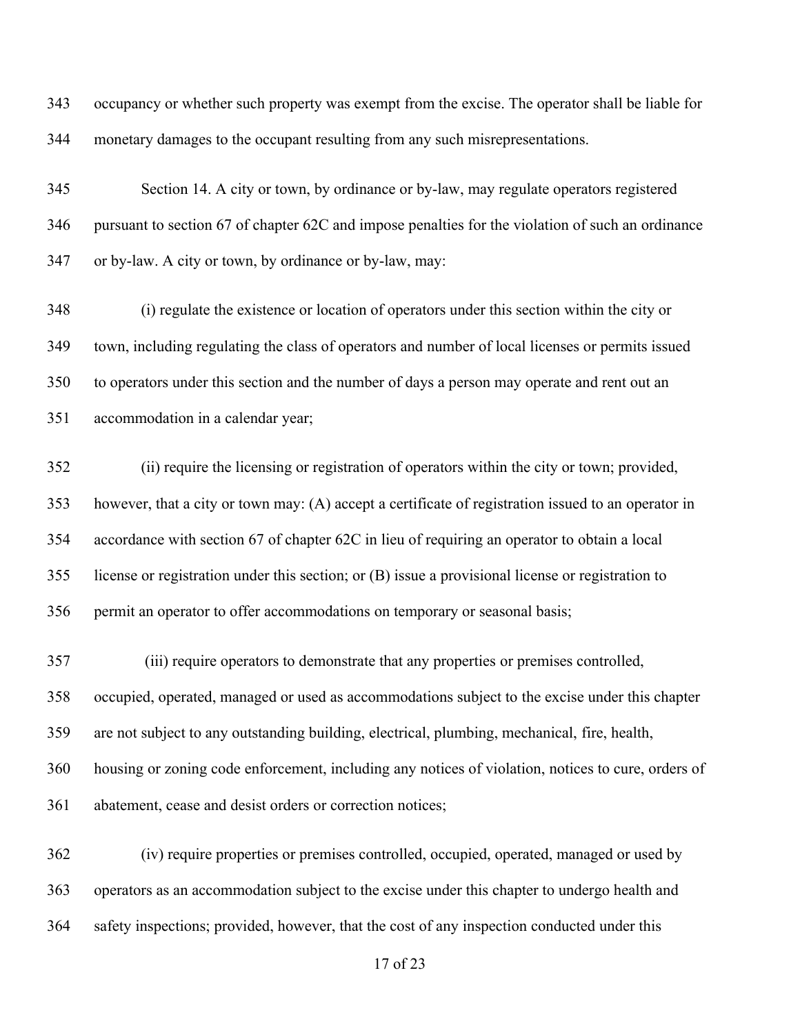occupancy or whether such property was exempt from the excise. The operator shall be liable for monetary damages to the occupant resulting from any such misrepresentations.

Section 14. A city or town, by ordinance or by-law, may regulate operators registered pursuant to section 67 of chapter 62C and impose penalties for the violation of such an ordinance or by-law. A city or town, by ordinance or by-law, may:

(i) regulate the existence or location of operators under this section within the city or town, including regulating the class of operators and number of local licenses or permits issued to operators under this section and the number of days a person may operate and rent out an accommodation in a calendar year;

(ii) require the licensing or registration of operators within the city or town; provided, however, that a city or town may: (A) accept a certificate of registration issued to an operator in accordance with section 67 of chapter 62C in lieu of requiring an operator to obtain a local license or registration under this section; or (B) issue a provisional license or registration to permit an operator to offer accommodations on temporary or seasonal basis;

(iii) require operators to demonstrate that any properties or premises controlled, occupied, operated, managed or used as accommodations subject to the excise under this chapter are not subject to any outstanding building, electrical, plumbing, mechanical, fire, health, housing or zoning code enforcement, including any notices of violation, notices to cure, orders of abatement, cease and desist orders or correction notices;

(iv) require properties or premises controlled, occupied, operated, managed or used by operators as an accommodation subject to the excise under this chapter to undergo health and safety inspections; provided, however, that the cost of any inspection conducted under this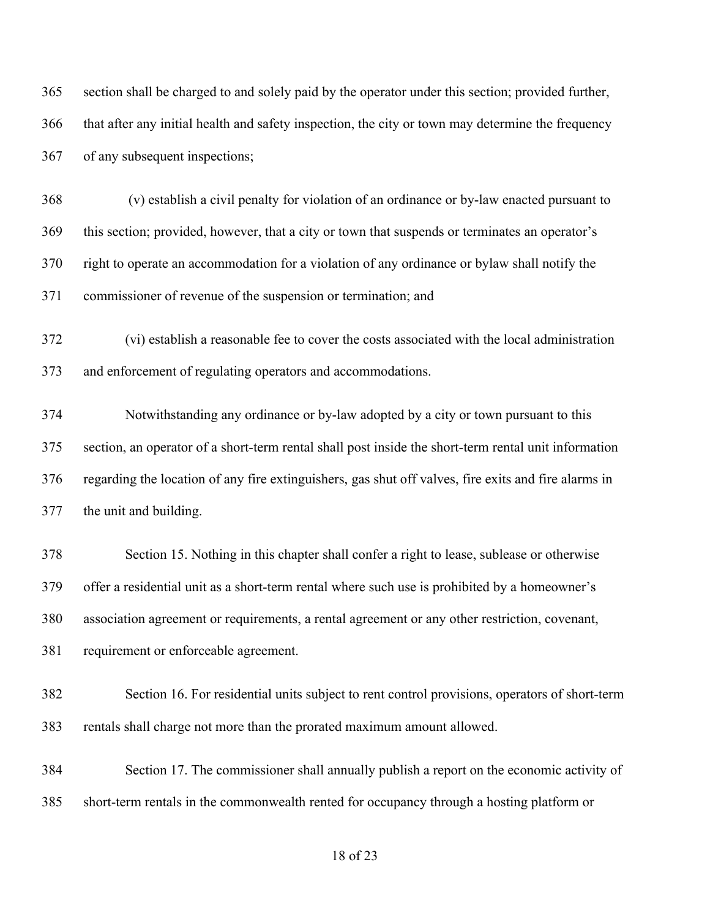section shall be charged to and solely paid by the operator under this section; provided further, that after any initial health and safety inspection, the city or town may determine the frequency of any subsequent inspections;

(v) establish a civil penalty for violation of an ordinance or by-law enacted pursuant to this section; provided, however, that a city or town that suspends or terminates an operator's right to operate an accommodation for a violation of any ordinance or bylaw shall notify the commissioner of revenue of the suspension or termination; and

(vi) establish a reasonable fee to cover the costs associated with the local administration and enforcement of regulating operators and accommodations.

Notwithstanding any ordinance or by-law adopted by a city or town pursuant to this section, an operator of a short-term rental shall post inside the short-term rental unit information regarding the location of any fire extinguishers, gas shut off valves, fire exits and fire alarms in the unit and building.

Section 15. Nothing in this chapter shall confer a right to lease, sublease or otherwise offer a residential unit as a short-term rental where such use is prohibited by a homeowner's association agreement or requirements, a rental agreement or any other restriction, covenant, requirement or enforceable agreement.

Section 16. For residential units subject to rent control provisions, operators of short-term rentals shall charge not more than the prorated maximum amount allowed.

Section 17. The commissioner shall annually publish a report on the economic activity of short-term rentals in the commonwealth rented for occupancy through a hosting platform or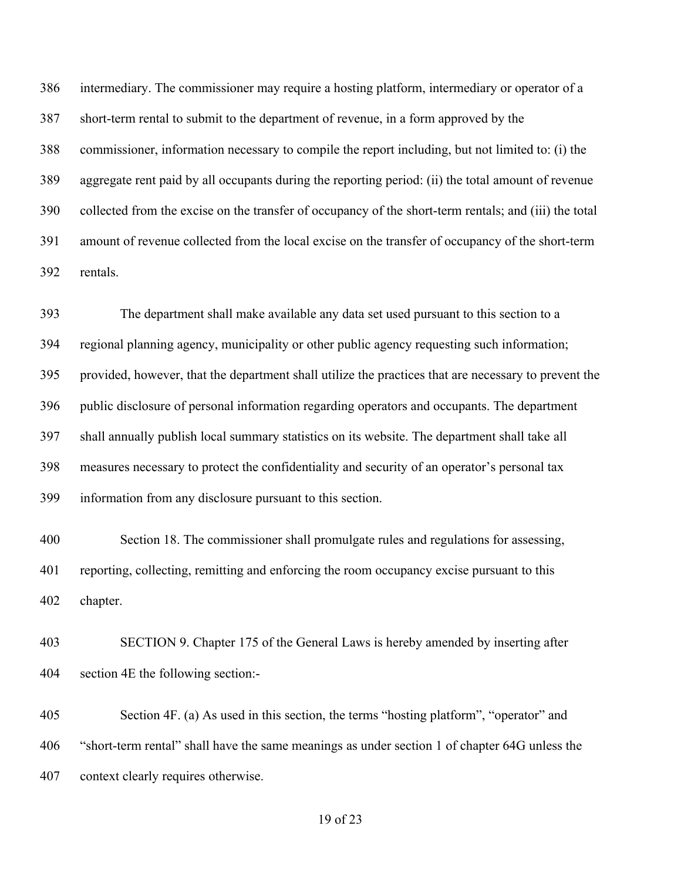intermediary. The commissioner may require a hosting platform, intermediary or operator of a short-term rental to submit to the department of revenue, in a form approved by the commissioner, information necessary to compile the report including, but not limited to: (i) the aggregate rent paid by all occupants during the reporting period: (ii) the total amount of revenue collected from the excise on the transfer of occupancy of the short-term rentals; and (iii) the total amount of revenue collected from the local excise on the transfer of occupancy of the short-term rentals.

The department shall make available any data set used pursuant to this section to a regional planning agency, municipality or other public agency requesting such information; provided, however, that the department shall utilize the practices that are necessary to prevent the public disclosure of personal information regarding operators and occupants. The department shall annually publish local summary statistics on its website. The department shall take all measures necessary to protect the confidentiality and security of an operator's personal tax information from any disclosure pursuant to this section.

Section 18. The commissioner shall promulgate rules and regulations for assessing, reporting, collecting, remitting and enforcing the room occupancy excise pursuant to this chapter.

SECTION 9. Chapter 175 of the General Laws is hereby amended by inserting after section 4E the following section:-

Section 4F. (a) As used in this section, the terms "hosting platform", "operator" and "short-term rental" shall have the same meanings as under section 1 of chapter 64G unless the context clearly requires otherwise.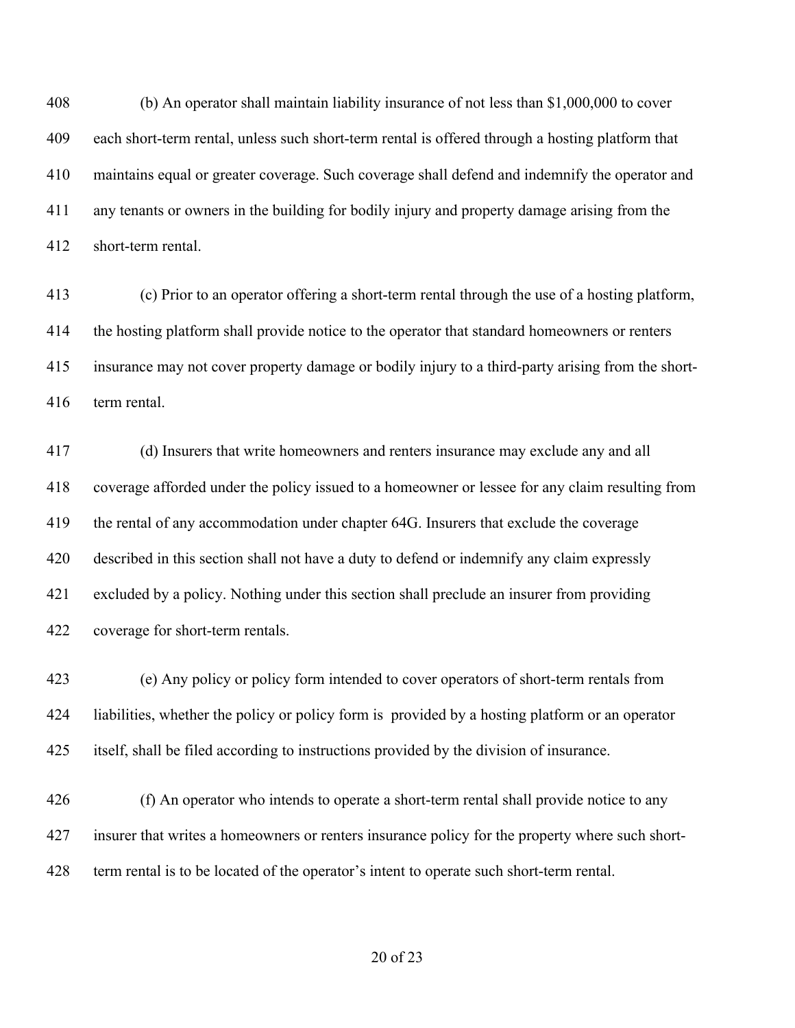(b) An operator shall maintain liability insurance of not less than $1,000,000 to cover each short-term rental, unless such short-term rental is offered through a hosting platform that maintains equal or greater coverage. Such coverage shall defend and indemnify the operator and any tenants or owners in the building for bodily injury and property damage arising from the short-term rental.

(c) Prior to an operator offering a short-term rental through the use of a hosting platform, the hosting platform shall provide notice to the operator that standard homeowners or renters insurance may not cover property damage or bodily injury to a third-party arising from the short-term rental.

(d) Insurers that write homeowners and renters insurance may exclude any and all coverage afforded under the policy issued to a homeowner or lessee for any claim resulting from the rental of any accommodation under chapter 64G. Insurers that exclude the coverage described in this section shall not have a duty to defend or indemnify any claim expressly excluded by a policy. Nothing under this section shall preclude an insurer from providing coverage for short-term rentals.

(e) Any policy or policy form intended to cover operators of short-term rentals from liabilities, whether the policy or policy form is provided by a hosting platform or an operator itself, shall be filed according to instructions provided by the division of insurance.

(f) An operator who intends to operate a short-term rental shall provide notice to any insurer that writes a homeowners or renters insurance policy for the property where such short-term rental is to be located of the operator's intent to operate such short-term rental.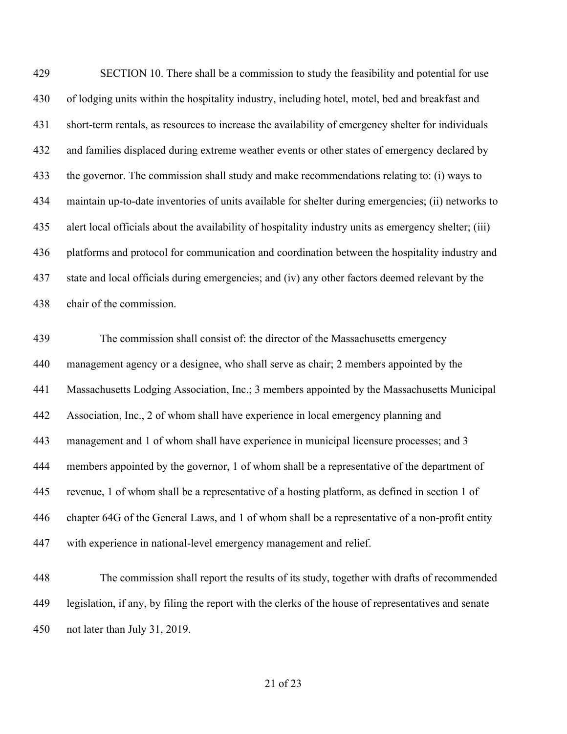SECTION 10. There shall be a commission to study the feasibility and potential for use of lodging units within the hospitality industry, including hotel, motel, bed and breakfast and short-term rentals, as resources to increase the availability of emergency shelter for individuals and families displaced during extreme weather events or other states of emergency declared by the governor. The commission shall study and make recommendations relating to: (i) ways to maintain up-to-date inventories of units available for shelter during emergencies; (ii) networks to alert local officials about the availability of hospitality industry units as emergency shelter; (iii) platforms and protocol for communication and coordination between the hospitality industry and state and local officials during emergencies; and (iv) any other factors deemed relevant by the chair of the commission.

The commission shall consist of: the director of the Massachusetts emergency management agency or a designee, who shall serve as chair; 2 members appointed by the Massachusetts Lodging Association, Inc.; 3 members appointed by the Massachusetts Municipal Association, Inc., 2 of whom shall have experience in local emergency planning and management and 1 of whom shall have experience in municipal licensure processes; and 3 members appointed by the governor, 1 of whom shall be a representative of the department of revenue, 1 of whom shall be a representative of a hosting platform, as defined in section 1 of chapter 64G of the General Laws, and 1 of whom shall be a representative of a non-profit entity with experience in national-level emergency management and relief.

The commission shall report the results of its study, together with drafts of recommended legislation, if any, by filing the report with the clerks of the house of representatives and senate not later than July 31, 2019.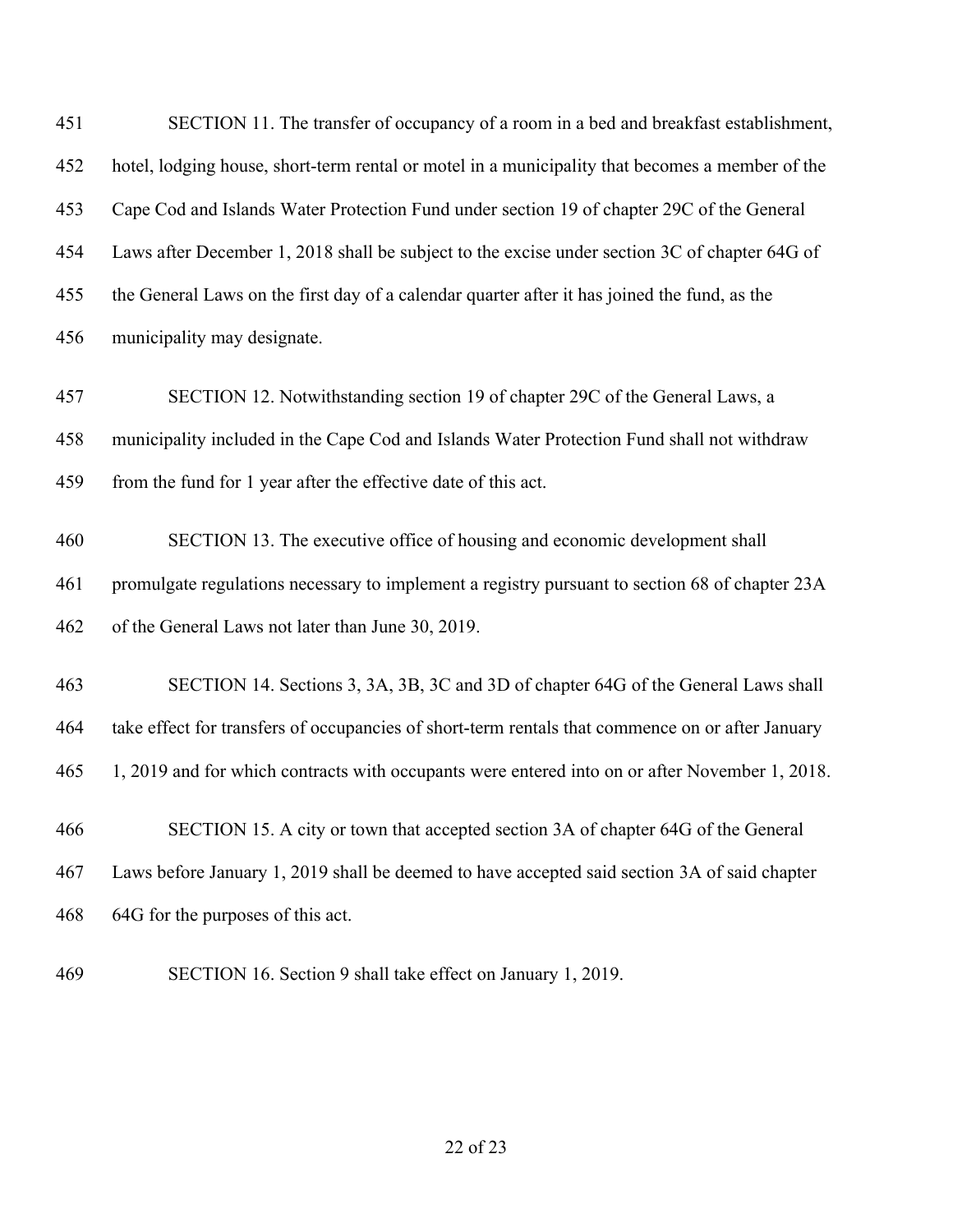SECTION 11. The transfer of occupancy of a room in a bed and breakfast establishment, hotel, lodging house, short-term rental or motel in a municipality that becomes a member of the Cape Cod and Islands Water Protection Fund under section 19 of chapter 29C of the General Laws after December 1, 2018 shall be subject to the excise under section 3C of chapter 64G of the General Laws on the first day of a calendar quarter after it has joined the fund, as the municipality may designate.

SECTION 12. Notwithstanding section 19 of chapter 29C of the General Laws, a municipality included in the Cape Cod and Islands Water Protection Fund shall not withdraw from the fund for 1 year after the effective date of this act.

SECTION 13. The executive office of housing and economic development shall promulgate regulations necessary to implement a registry pursuant to section 68 of chapter 23A of the General Laws not later than June 30, 2019.

SECTION 14. Sections 3, 3A, 3B, 3C and 3D of chapter 64G of the General Laws shall take effect for transfers of occupancies of short-term rentals that commence on or after January 1, 2019 and for which contracts with occupants were entered into on or after November 1, 2018.

SECTION 15. A city or town that accepted section 3A of chapter 64G of the General Laws before January 1, 2019 shall be deemed to have accepted said section 3A of said chapter 64G for the purposes of this act.

SECTION 16. Section 9 shall take effect on January 1, 2019.